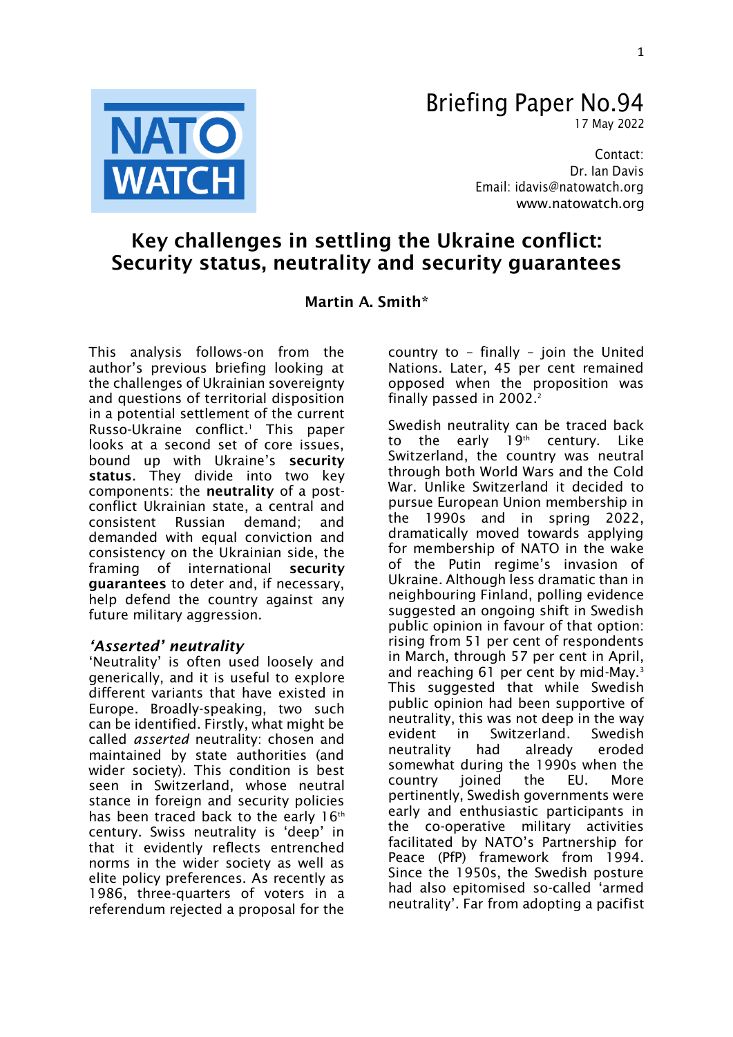# Briefing Paper No.94

17 May 2022

Contact:
Dr. Ian Davis
Email: idavis@natowatch.org
www.natowatch.org

## Key challenges in settling the Ukraine conflict: Security status, neutrality and security guarantees

**Martin A. Smith***

This analysis follows-on from the author's previous briefing looking at the challenges of Ukrainian sovereignty and questions of territorial disposition in a potential settlement of the current Russo-Ukraine conflict.[1] This paper looks at a second set of core issues, bound up with Ukraine's **security status**. They divide into two key components: the **neutrality** of a post-conflict Ukrainian state, a central and consistent Russian demand; and demanded with equal conviction and consistency on the Ukrainian side, the framing of international **security guarantees** to deter and, if necessary, help defend the country against any future military aggression.

### *'Asserted' neutrality*

'Neutrality' is often used loosely and generically, and it is useful to explore different variants that have existed in Europe. Broadly-speaking, two such can be identified. Firstly, what might be called *asserted* neutrality: chosen and maintained by state authorities (and wider society). This condition is best seen in Switzerland, whose neutral stance in foreign and security policies has been traced back to the early 16th century. Swiss neutrality is 'deep' in that it evidently reflects entrenched norms in the wider society as well as elite policy preferences. As recently as 1986, three-quarters of voters in a referendum rejected a proposal for the country to – finally – join the United Nations. Later, 45 per cent remained opposed when the proposition was finally passed in 2002.[2]

Swedish neutrality can be traced back to the early 19th century. Like Switzerland, the country was neutral through both World Wars and the Cold War. Unlike Switzerland it decided to pursue European Union membership in the 1990s and in spring 2022, dramatically moved towards applying for membership of NATO in the wake of the Putin regime's invasion of Ukraine. Although less dramatic than in neighbouring Finland, polling evidence suggested an ongoing shift in Swedish public opinion in favour of that option: rising from 51 per cent of respondents in March, through 57 per cent in April, and reaching 61 per cent by mid-May.[3] This suggested that while Swedish public opinion had been supportive of neutrality, this was not deep in the way evident in Switzerland. Swedish neutrality had already eroded somewhat during the 1990s when the country joined the EU. More pertinently, Swedish governments were early and enthusiastic participants in the co-operative military activities facilitated by NATO's Partnership for Peace (PfP) framework from 1994. Since the 1950s, the Swedish posture had also epitomised so-called 'armed neutrality'. Far from adopting a pacifist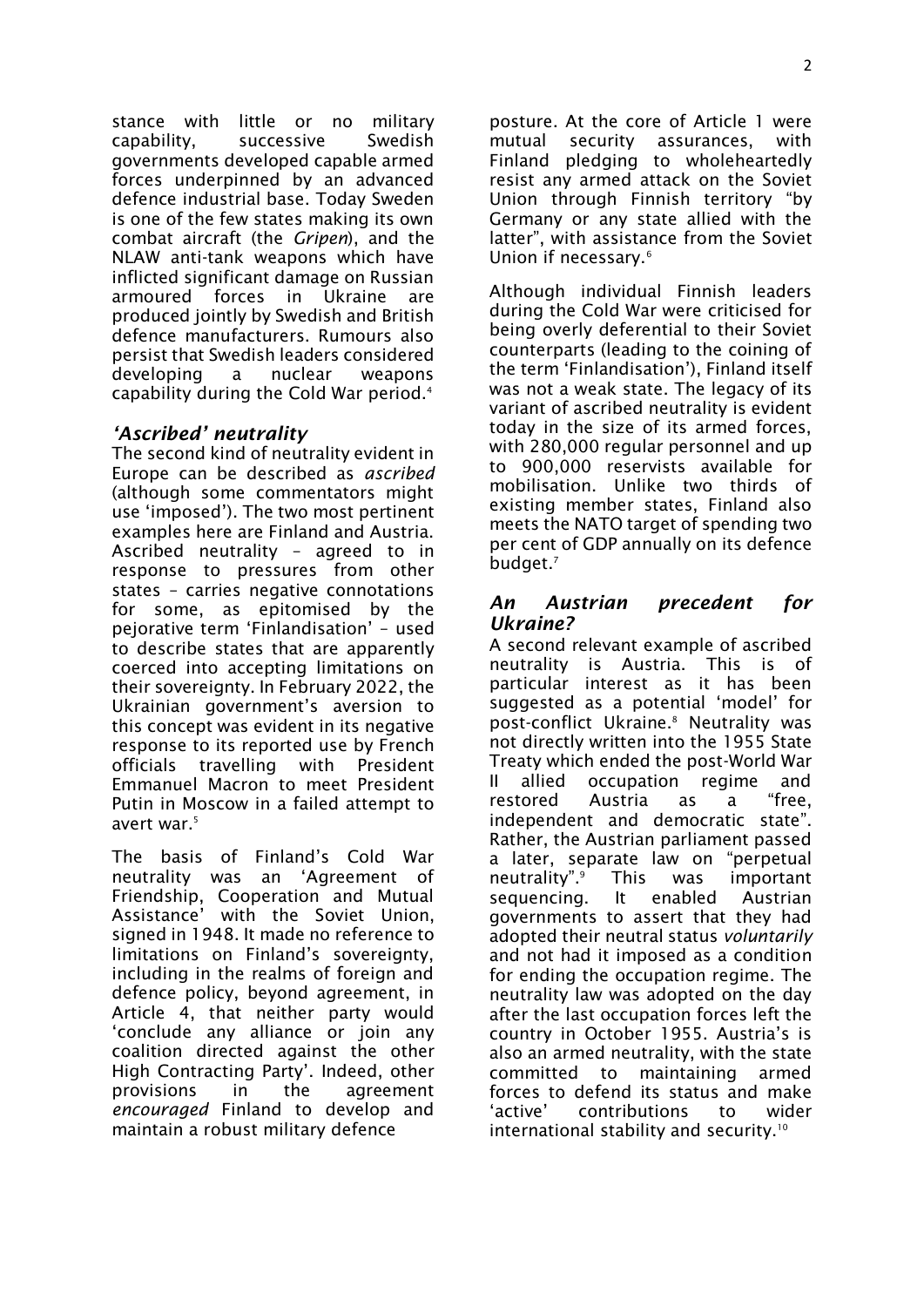stance with little or no military capability, successive Swedish governments developed capable armed forces underpinned by an advanced defence industrial base. Today Sweden is one of the few states making its own combat aircraft (the *Gripen*), and the NLAW anti-tank weapons which have inflicted significant damage on Russian armoured forces in Ukraine are produced jointly by Swedish and British defence manufacturers. Rumours also persist that Swedish leaders considered developing a nuclear weapons capability during the Cold War period.[4]

### *'Ascribed' neutrality*

The second kind of neutrality evident in Europe can be described as *ascribed* (although some commentators might use 'imposed'). The two most pertinent examples here are Finland and Austria. Ascribed neutrality – agreed to in response to pressures from other states – carries negative connotations for some, as epitomised by the pejorative term 'Finlandisation' – used to describe states that are apparently coerced into accepting limitations on their sovereignty. In February 2022, the Ukrainian government's aversion to this concept was evident in its negative response to its reported use by French officials travelling with President Emmanuel Macron to meet President Putin in Moscow in a failed attempt to avert war.[5]

The basis of Finland's Cold War neutrality was an 'Agreement of Friendship, Cooperation and Mutual Assistance' with the Soviet Union, signed in 1948. It made no reference to limitations on Finland's sovereignty, including in the realms of foreign and defence policy, beyond agreement, in Article 4, that neither party would 'conclude any alliance or join any coalition directed against the other High Contracting Party'. Indeed, other provisions in the agreement *encouraged* Finland to develop and maintain a robust military defence posture. At the core of Article 1 were mutual security assurances, with Finland pledging to wholeheartedly resist any armed attack on the Soviet Union through Finnish territory "by Germany or any state allied with the latter", with assistance from the Soviet Union if necessary.[6]

Although individual Finnish leaders during the Cold War were criticised for being overly deferential to their Soviet counterparts (leading to the coining of the term 'Finlandisation'), Finland itself was not a weak state. The legacy of its variant of ascribed neutrality is evident today in the size of its armed forces, with 280,000 regular personnel and up to 900,000 reservists available for mobilisation. Unlike two thirds of existing member states, Finland also meets the NATO target of spending two per cent of GDP annually on its defence budget.[7]

### *An Austrian precedent for Ukraine?*

A second relevant example of ascribed neutrality is Austria. This is of particular interest as it has been suggested as a potential 'model' for post-conflict Ukraine.[8] Neutrality was not directly written into the 1955 State Treaty which ended the post-World War II allied occupation regime and restored Austria as a "free, independent and democratic state". Rather, the Austrian parliament passed a later, separate law on "perpetual neutrality".[9] This was important sequencing. It enabled Austrian governments to assert that they had adopted their neutral status *voluntarily* and not had it imposed as a condition for ending the occupation regime. The neutrality law was adopted on the day after the last occupation forces left the country in October 1955. Austria's is also an armed neutrality, with the state committed to maintaining armed forces to defend its status and make 'active' contributions to wider international stability and security.[10]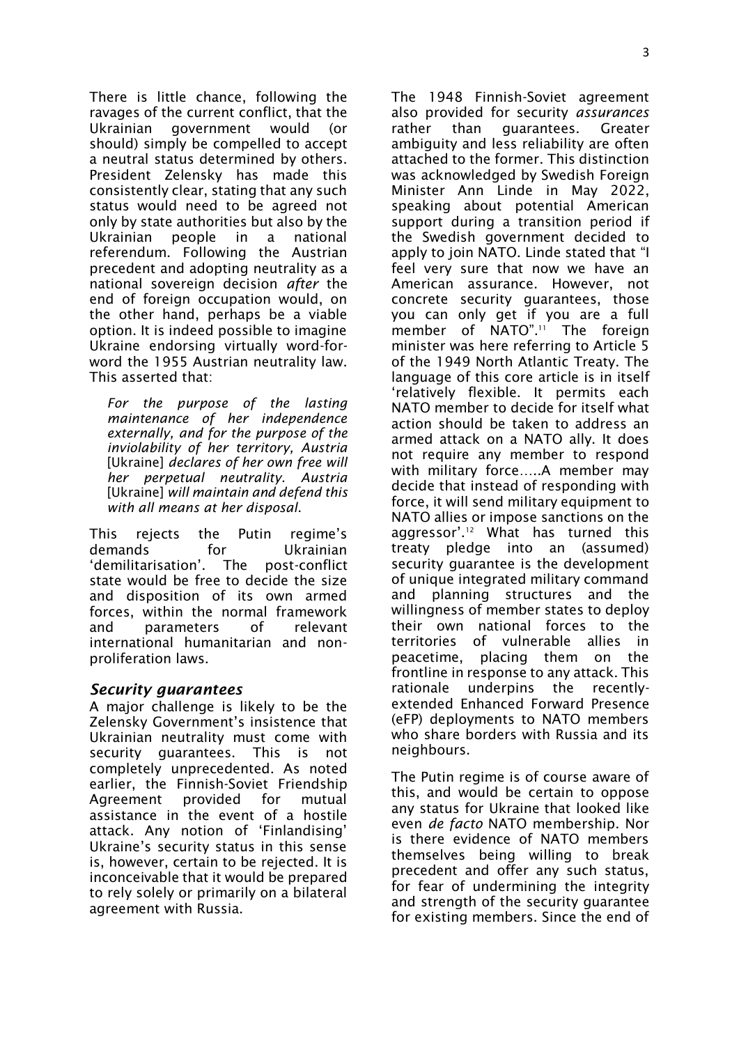There is little chance, following the ravages of the current conflict, that the Ukrainian government would (or should) simply be compelled to accept a neutral status determined by others. President Zelensky has made this consistently clear, stating that any such status would need to be agreed not only by state authorities but also by the Ukrainian people in a national referendum. Following the Austrian precedent and adopting neutrality as a national sovereign decision *after* the end of foreign occupation would, on the other hand, perhaps be a viable option. It is indeed possible to imagine Ukraine endorsing virtually word-for-word the 1955 Austrian neutrality law. This asserted that:

> *For the purpose of the lasting maintenance of her independence externally, and for the purpose of the inviolability of her territory, Austria* [Ukraine] *declares of her own free will her perpetual neutrality. Austria* [Ukraine] *will maintain and defend this with all means at her disposal*.

This rejects the Putin regime's demands for Ukrainian 'demilitarisation'. The post-conflict state would be free to decide the size and disposition of its own armed forces, within the normal framework and parameters of relevant international humanitarian and non-proliferation laws.

### *Security guarantees*

A major challenge is likely to be the Zelensky Government's insistence that Ukrainian neutrality must come with security guarantees. This is not completely unprecedented. As noted earlier, the Finnish-Soviet Friendship Agreement provided for mutual assistance in the event of a hostile attack. Any notion of 'Finlandising' Ukraine's security status in this sense is, however, certain to be rejected. It is inconceivable that it would be prepared to rely solely or primarily on a bilateral agreement with Russia.

The 1948 Finnish-Soviet agreement also provided for security *assurances* rather than guarantees. Greater ambiguity and less reliability are often attached to the former. This distinction was acknowledged by Swedish Foreign Minister Ann Linde in May 2022, speaking about potential American support during a transition period if the Swedish government decided to apply to join NATO. Linde stated that "I feel very sure that now we have an American assurance. However, not concrete security guarantees, those you can only get if you are a full member of NATO".[11] The foreign minister was here referring to Article 5 of the 1949 North Atlantic Treaty. The language of this core article is in itself 'relatively flexible. It permits each NATO member to decide for itself what action should be taken to address an armed attack on a NATO ally. It does not require any member to respond with military force…..A member may decide that instead of responding with force, it will send military equipment to NATO allies or impose sanctions on the aggressor'.[12] What has turned this treaty pledge into an (assumed) security guarantee is the development of unique integrated military command and planning structures and the willingness of member states to deploy their own national forces to the territories of vulnerable allies in peacetime, placing them on the frontline in response to any attack. This rationale underpins the recently-extended Enhanced Forward Presence (eFP) deployments to NATO members who share borders with Russia and its neighbours.

The Putin regime is of course aware of this, and would be certain to oppose any status for Ukraine that looked like even *de facto* NATO membership. Nor is there evidence of NATO members themselves being willing to break precedent and offer any such status, for fear of undermining the integrity and strength of the security guarantee for existing members. Since the end of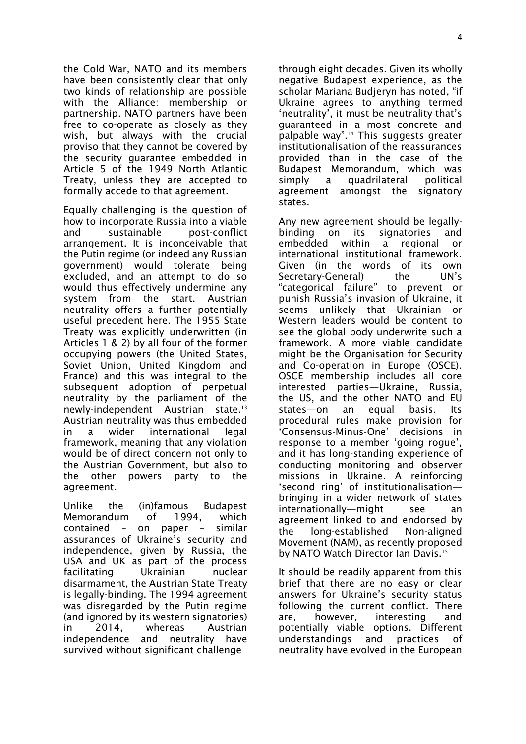the Cold War, NATO and its members have been consistently clear that only two kinds of relationship are possible with the Alliance: membership or partnership. NATO partners have been free to co-operate as closely as they wish, but always with the crucial proviso that they cannot be covered by the security guarantee embedded in Article 5 of the 1949 North Atlantic Treaty, unless they are accepted to formally accede to that agreement.

Equally challenging is the question of how to incorporate Russia into a viable and sustainable post-conflict arrangement. It is inconceivable that the Putin regime (or indeed any Russian government) would tolerate being excluded, and an attempt to do so would thus effectively undermine any system from the start. Austrian neutrality offers a further potentially useful precedent here. The 1955 State Treaty was explicitly underwritten (in Articles 1 & 2) by all four of the former occupying powers (the United States, Soviet Union, United Kingdom and France) and this was integral to the subsequent adoption of perpetual neutrality by the parliament of the newly-independent Austrian state.[13] Austrian neutrality was thus embedded in a wider international legal framework, meaning that any violation would be of direct concern not only to the Austrian Government, but also to the other powers party to the agreement.

Unlike the (in)famous Budapest Memorandum of 1994, which contained – on paper – similar assurances of Ukraine's security and independence, given by Russia, the USA and UK as part of the process facilitating Ukrainian nuclear disarmament, the Austrian State Treaty is legally-binding. The 1994 agreement was disregarded by the Putin regime (and ignored by its western signatories) in 2014, whereas Austrian independence and neutrality have survived without significant challenge through eight decades. Given its wholly negative Budapest experience, as the scholar Mariana Budjeryn has noted, "if Ukraine agrees to anything termed 'neutrality', it must be neutrality that's guaranteed in a most concrete and palpable way".[14] This suggests greater institutionalisation of the reassurances provided than in the case of the Budapest Memorandum, which was simply a quadrilateral political agreement amongst the signatory states.

Any new agreement should be legally-binding on its signatories and embedded within a regional or international institutional framework. Given (in the words of its own Secretary-General) the UN's "categorical failure" to prevent or punish Russia's invasion of Ukraine, it seems unlikely that Ukrainian or Western leaders would be content to see the global body underwrite such a framework. A more viable candidate might be the Organisation for Security and Co-operation in Europe (OSCE). OSCE membership includes all core interested parties—Ukraine, Russia, the US, and the other NATO and EU states—on an equal basis. Its procedural rules make provision for 'Consensus-Minus-One' decisions in response to a member 'going rogue', and it has long-standing experience of conducting monitoring and observer missions in Ukraine. A reinforcing 'second ring' of institutionalisation—bringing in a wider network of states internationally—might see an agreement linked to and endorsed by the long-established Non-aligned Movement (NAM), as recently proposed by NATO Watch Director Ian Davis.[15]

It should be readily apparent from this brief that there are no easy or clear answers for Ukraine's security status following the current conflict. There are, however, interesting and potentially viable options. Different understandings and practices of neutrality have evolved in the European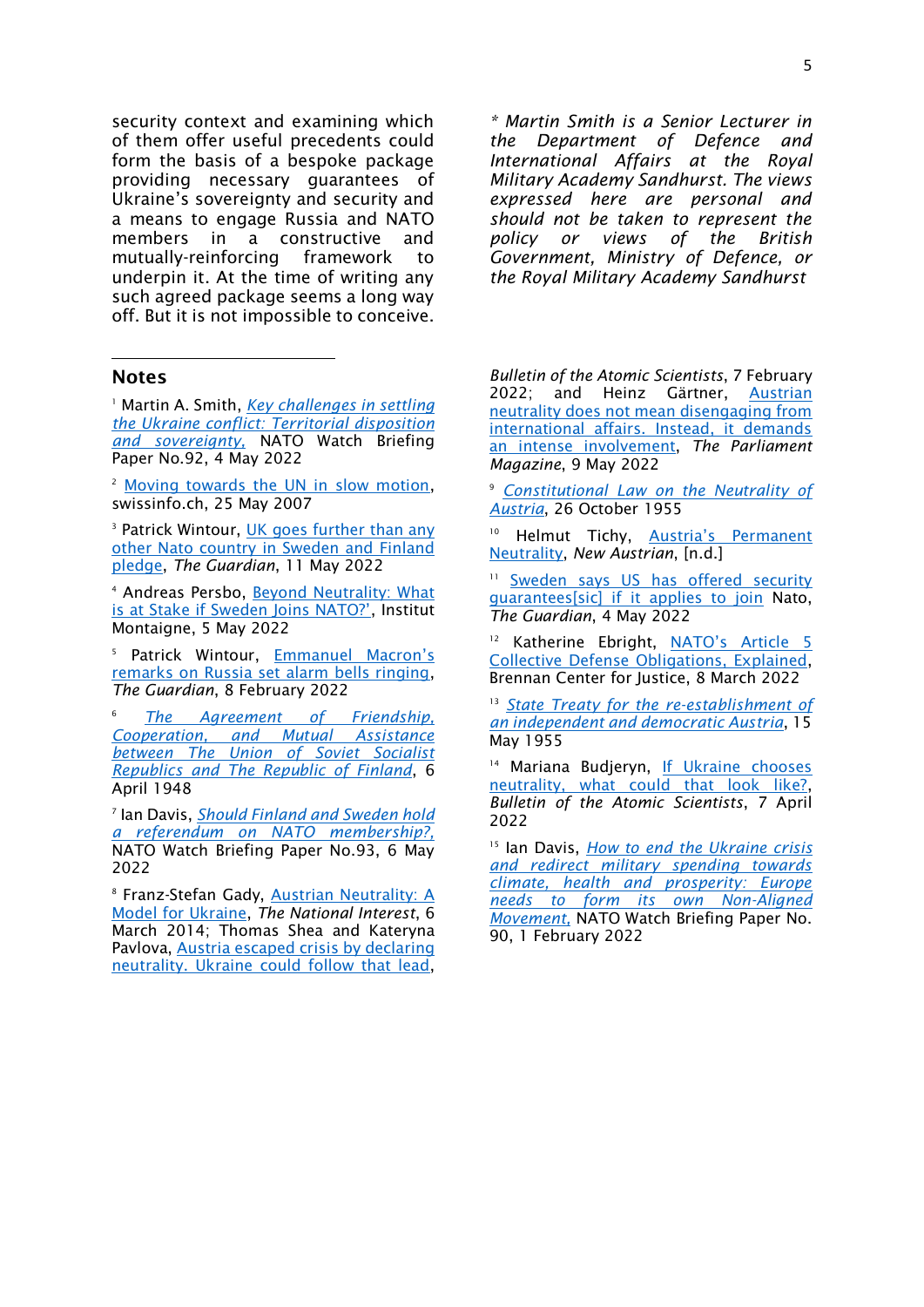security context and examining which of them offer useful precedents could form the basis of a bespoke package providing necessary guarantees of Ukraine's sovereignty and security and a means to engage Russia and NATO members in a constructive and mutually-reinforcing framework to underpin it. At the time of writing any such agreed package seems a long way off. But it is not impossible to conceive.

*\* Martin Smith is a Senior Lecturer in the Department of Defence and International Affairs at the Royal Military Academy Sandhurst. The views expressed here are personal and should not be taken to represent the policy or views of the British Government, Ministry of Defence, or the Royal Military Academy Sandhurst*

## Notes

[1] Martin A. Smith, *Key challenges in settling the Ukraine conflict: Territorial disposition and sovereignty,* NATO Watch Briefing Paper No.92, 4 May 2022

[2] Moving towards the UN in slow motion, swissinfo.ch, 25 May 2007

[3] Patrick Wintour, UK goes further than any other Nato country in Sweden and Finland pledge, *The Guardian*, 11 May 2022

[4] Andreas Persbo, Beyond Neutrality: What is at Stake if Sweden Joins NATO?', Institut Montaigne, 5 May 2022

[5] Patrick Wintour, Emmanuel Macron's remarks on Russia set alarm bells ringing, *The Guardian*, 8 February 2022

[6] *The Agreement of Friendship, Cooperation, and Mutual Assistance between The Union of Soviet Socialist Republics and The Republic of Finland*, 6 April 1948

[7] Ian Davis, *Should Finland and Sweden hold a referendum on NATO membership?,* NATO Watch Briefing Paper No.93, 6 May 2022

[8] Franz-Stefan Gady, Austrian Neutrality: A Model for Ukraine, *The National Interest*, 6 March 2014; Thomas Shea and Kateryna Pavlova, Austria escaped crisis by declaring neutrality. Ukraine could follow that lead, *Bulletin of the Atomic Scientists*, 7 February 2022; and Heinz Gärtner, Austrian neutrality does not mean disengaging from international affairs. Instead, it demands an intense involvement, *The Parliament Magazine*, 9 May 2022

[9] *Constitutional Law on the Neutrality of Austria*, 26 October 1955

[10] Helmut Tichy, Austria's Permanent Neutrality, *New Austrian*, [n.d.]

[11] Sweden says US has offered security guarantees[sic] if it applies to join Nato, *The Guardian*, 4 May 2022

[12] Katherine Ebright, NATO's Article 5 Collective Defense Obligations, Explained, Brennan Center for Justice, 8 March 2022

[13] *State Treaty for the re-establishment of an independent and democratic Austria*, 15 May 1955

[14] Mariana Budjeryn, If Ukraine chooses neutrality, what could that look like?, *Bulletin of the Atomic Scientists*, 7 April 2022

[15] Ian Davis, *How to end the Ukraine crisis and redirect military spending towards climate, health and prosperity: Europe needs to form its own Non-Aligned Movement,* NATO Watch Briefing Paper No. 90, 1 February 2022